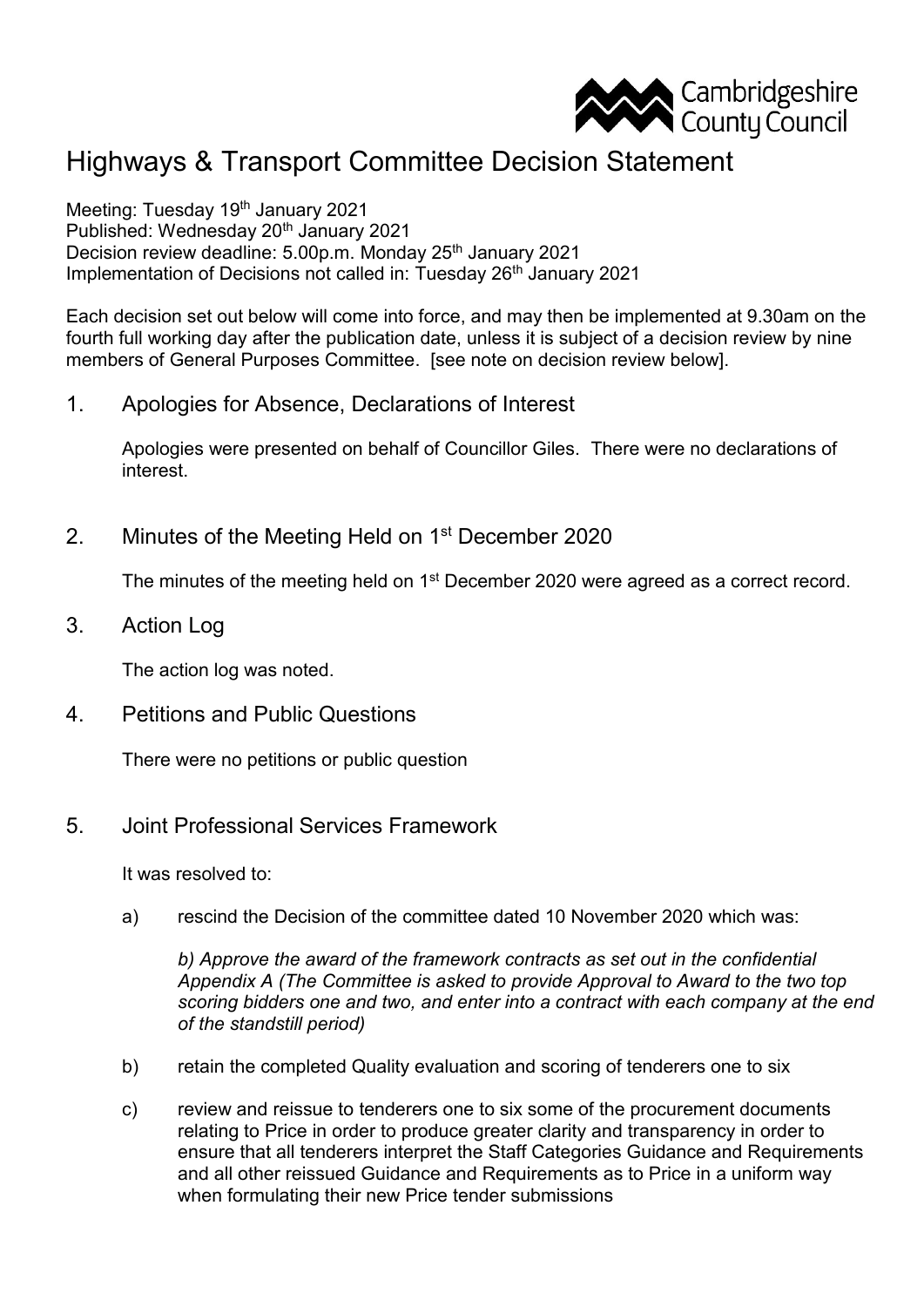Cambridgeshire County Council

# Highways & Transport Committee Decision Statement

Meeting: Tuesday 19th January 2021
Published: Wednesday 20th January 2021
Decision review deadline: 5.00p.m. Monday 25th January 2021
Implementation of Decisions not called in: Tuesday 26th January 2021

Each decision set out below will come into force, and may then be implemented at 9.30am on the fourth full working day after the publication date, unless it is subject of a decision review by nine members of General Purposes Committee. [see note on decision review below].

## 1. Apologies for Absence, Declarations of Interest

Apologies were presented on behalf of Councillor Giles. There were no declarations of interest.

## 2. Minutes of the Meeting Held on 1st December 2020

The minutes of the meeting held on 1st December 2020 were agreed as a correct record.

## 3. Action Log

The action log was noted.

## 4. Petitions and Public Questions

There were no petitions or public question

## 5. Joint Professional Services Framework

It was resolved to:

a) rescind the Decision of the committee dated 10 November 2020 which was:

*b) Approve the award of the framework contracts as set out in the confidential Appendix A (The Committee is asked to provide Approval to Award to the two top scoring bidders one and two, and enter into a contract with each company at the end of the standstill period)*

b) retain the completed Quality evaluation and scoring of tenderers one to six

c) review and reissue to tenderers one to six some of the procurement documents relating to Price in order to produce greater clarity and transparency in order to ensure that all tenderers interpret the Staff Categories Guidance and Requirements and all other reissued Guidance and Requirements as to Price in a uniform way when formulating their new Price tender submissions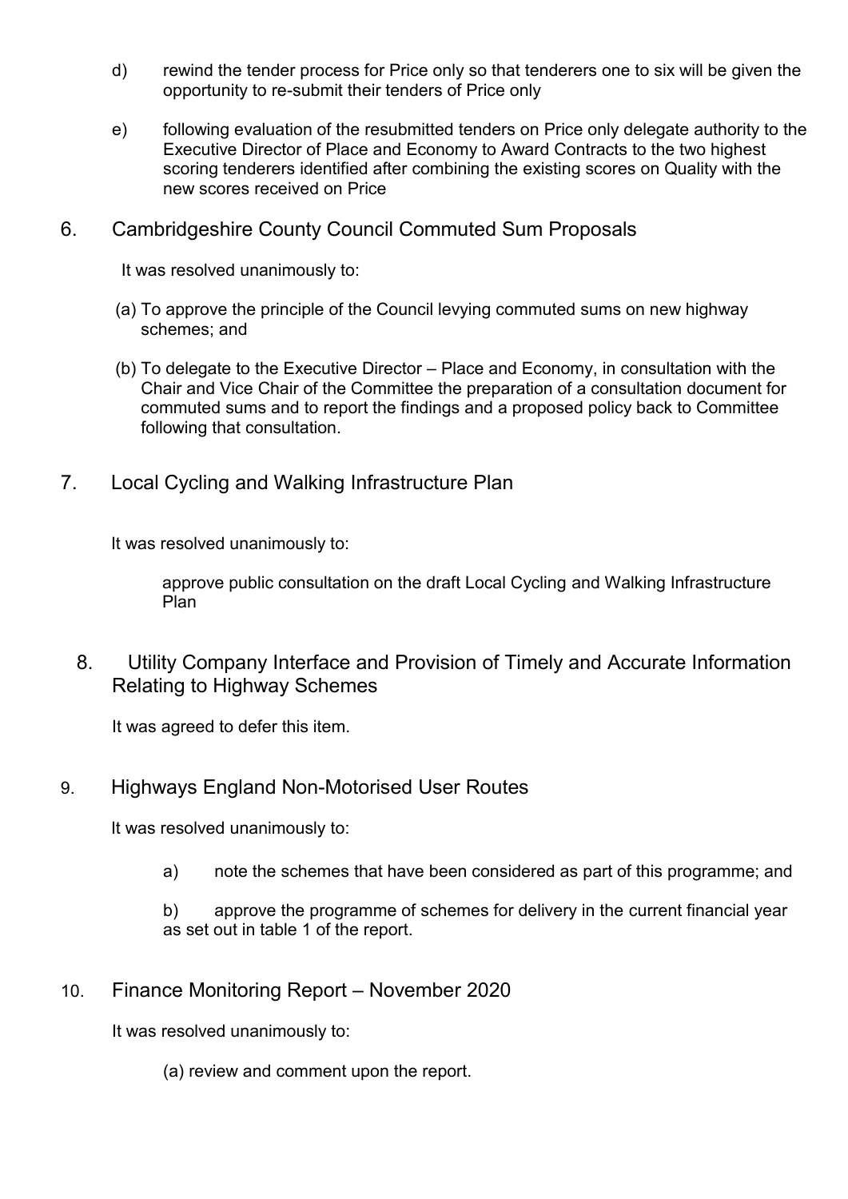d) rewind the tender process for Price only so that tenderers one to six will be given the opportunity to re-submit their tenders of Price only

e) following evaluation of the resubmitted tenders on Price only delegate authority to the Executive Director of Place and Economy to Award Contracts to the two highest scoring tenderers identified after combining the existing scores on Quality with the new scores received on Price

## 6. Cambridgeshire County Council Commuted Sum Proposals

It was resolved unanimously to:

(a) To approve the principle of the Council levying commuted sums on new highway schemes; and

(b) To delegate to the Executive Director – Place and Economy, in consultation with the Chair and Vice Chair of the Committee the preparation of a consultation document for commuted sums and to report the findings and a proposed policy back to Committee following that consultation.

## 7. Local Cycling and Walking Infrastructure Plan

It was resolved unanimously to:

approve public consultation on the draft Local Cycling and Walking Infrastructure Plan

## 8. Utility Company Interface and Provision of Timely and Accurate Information Relating to Highway Schemes

It was agreed to defer this item.

## 9. Highways England Non-Motorised User Routes

It was resolved unanimously to:

a) note the schemes that have been considered as part of this programme; and

b) approve the programme of schemes for delivery in the current financial year as set out in table 1 of the report.

## 10. Finance Monitoring Report – November 2020

It was resolved unanimously to:

(a) review and comment upon the report.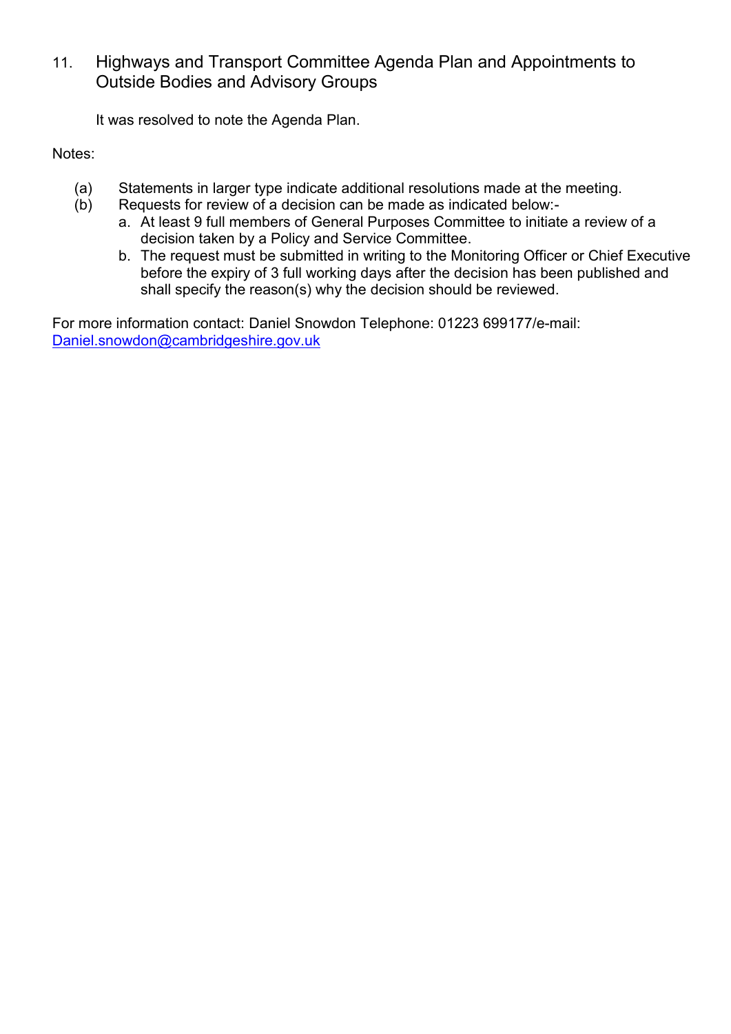11. Highways and Transport Committee Agenda Plan and Appointments to Outside Bodies and Advisory Groups

It was resolved to note the Agenda Plan.

Notes:

(a) Statements in larger type indicate additional resolutions made at the meeting.
(b) Requests for review of a decision can be made as indicated below:-
   a. At least 9 full members of General Purposes Committee to initiate a review of a decision taken by a Policy and Service Committee.
   b. The request must be submitted in writing to the Monitoring Officer or Chief Executive before the expiry of 3 full working days after the decision has been published and shall specify the reason(s) why the decision should be reviewed.

For more information contact: Daniel Snowdon Telephone: 01223 699177/e-mail: [Daniel.snowdon@cambridgeshire.gov.uk](mailto:Daniel.snowdon@cambridgeshire.gov.uk)